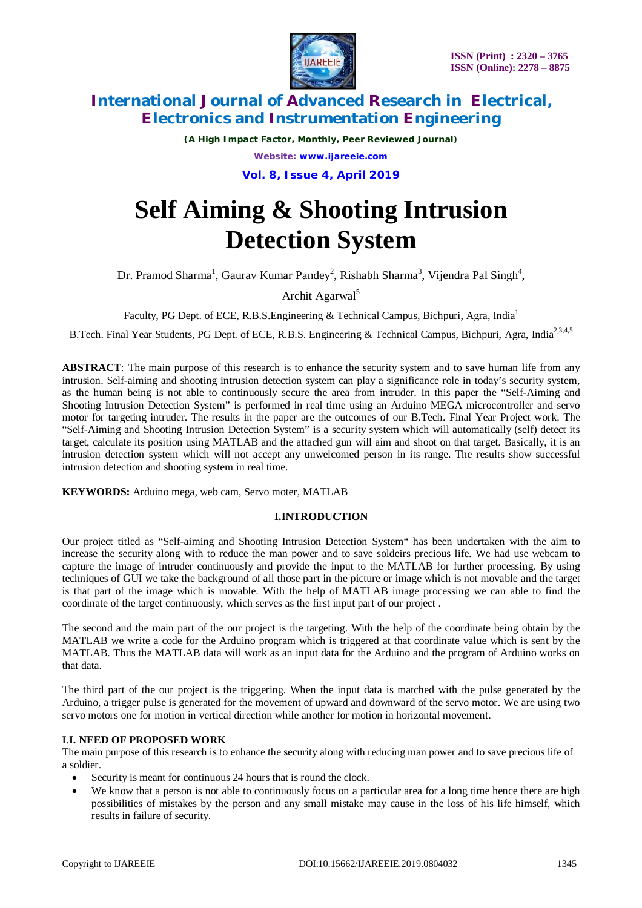# Self Aiming & Shooting Intrusion Detection System

Dr. Pramod Sharma[1], Gaurav Kumar Pandey[2], Rishabh Sharma[3], Vijendra Pal Singh[4], Archit Agarwal[5]

Faculty, PG Dept. of ECE, R.B.S.Engineering & Technical Campus, Bichpuri, Agra, India[1]

B.Tech. Final Year Students, PG Dept. of ECE, R.B.S. Engineering & Technical Campus, Bichpuri, Agra, India[2,3,4,5]

**ABSTRACT**: The main purpose of this research is to enhance the security system and to save human life from any intrusion. Self-aiming and shooting intrusion detection system can play a significance role in today's security system, as the human being is not able to continuously secure the area from intruder. In this paper the "Self-Aiming and Shooting Intrusion Detection System" is performed in real time using an Arduino MEGA microcontroller and servo motor for targeting intruder. The results in the paper are the outcomes of our B.Tech. Final Year Project work. The "Self-Aiming and Shooting Intrusion Detection System" is a security system which will automatically (self) detect its target, calculate its position using MATLAB and the attached gun will aim and shoot on that target. Basically, it is an intrusion detection system which will not accept any unwelcomed person in its range. The results show successful intrusion detection and shooting system in real time.

**KEYWORDS:** Arduino mega, web cam, Servo moter, MATLAB

## I.INTRODUCTION

Our project titled as "Self-aiming and Shooting Intrusion Detection System" has been undertaken with the aim to increase the security along with to reduce the man power and to save soldeirs precious life. We had use webcam to capture the image of intruder continuously and provide the input to the MATLAB for further processing. By using techniques of GUI we take the background of all those part in the picture or image which is not movable and the target is that part of the image which is movable. With the help of MATLAB image processing we can able to find the coordinate of the target continuously, which serves as the first input part of our project .

The second and the main part of the our project is the targeting. With the help of the coordinate being obtain by the MATLAB we write a code for the Arduino program which is triggered at that coordinate value which is sent by the MATLAB. Thus the MATLAB data will work as an input data for the Arduino and the program of Arduino works on that data.

The third part of the our project is the triggering. When the input data is matched with the pulse generated by the Arduino, a trigger pulse is generated for the movement of upward and downward of the servo motor. We are using two servo motors one for motion in vertical direction while another for motion in horizontal movement.

### I.I. NEED OF PROPOSED WORK

The main purpose of this research is to enhance the security along with reducing man power and to save precious life of a soldier.

- Security is meant for continuous 24 hours that is round the clock.
- We know that a person is not able to continuously focus on a particular area for a long time hence there are high possibilities of mistakes by the person and any small mistake may cause in the loss of his life himself, which results in failure of security.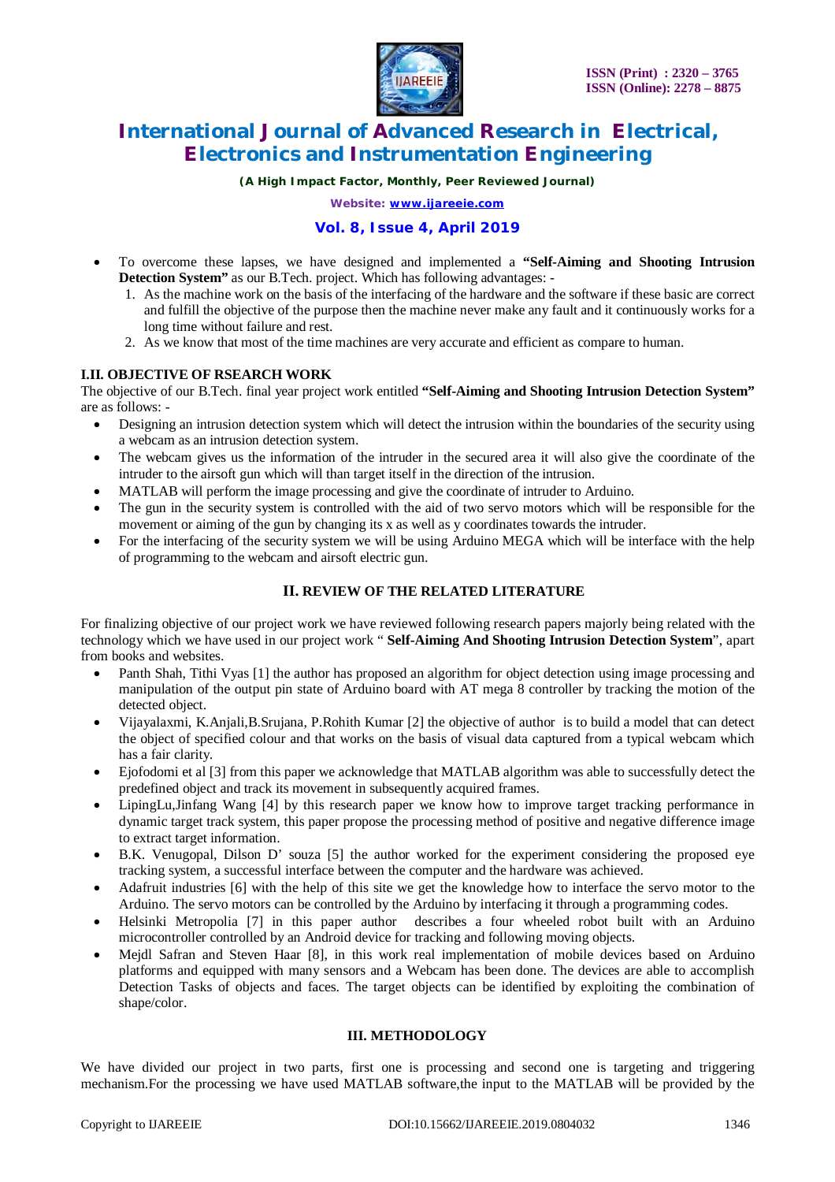- To overcome these lapses, we have designed and implemented a **"Self-Aiming and Shooting Intrusion Detection System"** as our B.Tech. project. Which has following advantages: -
  1. As the machine work on the basis of the interfacing of the hardware and the software if these basic are correct and fulfill the objective of the purpose then the machine never make any fault and it continuously works for a long time without failure and rest.
  2. As we know that most of the time machines are very accurate and efficient as compare to human.

### I.II. OBJECTIVE OF RSEARCH WORK

The objective of our B.Tech. final year project work entitled **"Self-Aiming and Shooting Intrusion Detection System"** are as follows: -

- Designing an intrusion detection system which will detect the intrusion within the boundaries of the security using a webcam as an intrusion detection system.
- The webcam gives us the information of the intruder in the secured area it will also give the coordinate of the intruder to the airsoft gun which will than target itself in the direction of the intrusion.
- MATLAB will perform the image processing and give the coordinate of intruder to Arduino.
- The gun in the security system is controlled with the aid of two servo motors which will be responsible for the movement or aiming of the gun by changing its x as well as y coordinates towards the intruder.
- For the interfacing of the security system we will be using Arduino MEGA which will be interface with the help of programming to the webcam and airsoft electric gun.

## II. REVIEW OF THE RELATED LITERATURE

For finalizing objective of our project work we have reviewed following research papers majorly being related with the technology which we have used in our project work " **Self-Aiming And Shooting Intrusion Detection System**", apart from books and websites.

- Panth Shah, Tithi Vyas [1] the author has proposed an algorithm for object detection using image processing and manipulation of the output pin state of Arduino board with AT mega 8 controller by tracking the motion of the detected object.
- Vijayalaxmi, K.Anjali,B.Srujana, P.Rohith Kumar [2] the objective of author is to build a model that can detect the object of specified colour and that works on the basis of visual data captured from a typical webcam which has a fair clarity.
- Ejofodomi et al [3] from this paper we acknowledge that MATLAB algorithm was able to successfully detect the predefined object and track its movement in subsequently acquired frames.
- LipingLu,Jinfang Wang [4] by this research paper we know how to improve target tracking performance in dynamic target track system, this paper propose the processing method of positive and negative difference image to extract target information.
- B.K. Venugopal, Dilson D' souza [5] the author worked for the experiment considering the proposed eye tracking system, a successful interface between the computer and the hardware was achieved.
- Adafruit industries [6] with the help of this site we get the knowledge how to interface the servo motor to the Arduino. The servo motors can be controlled by the Arduino by interfacing it through a programming codes.
- Helsinki Metropolia [7] in this paper author describes a four wheeled robot built with an Arduino microcontroller controlled by an Android device for tracking and following moving objects.
- Mejdl Safran and Steven Haar [8], in this work real implementation of mobile devices based on Arduino platforms and equipped with many sensors and a Webcam has been done. The devices are able to accomplish Detection Tasks of objects and faces. The target objects can be identified by exploiting the combination of shape/color.

## III. METHODOLOGY

We have divided our project in two parts, first one is processing and second one is targeting and triggering mechanism.For the processing we have used MATLAB software,the input to the MATLAB will be provided by the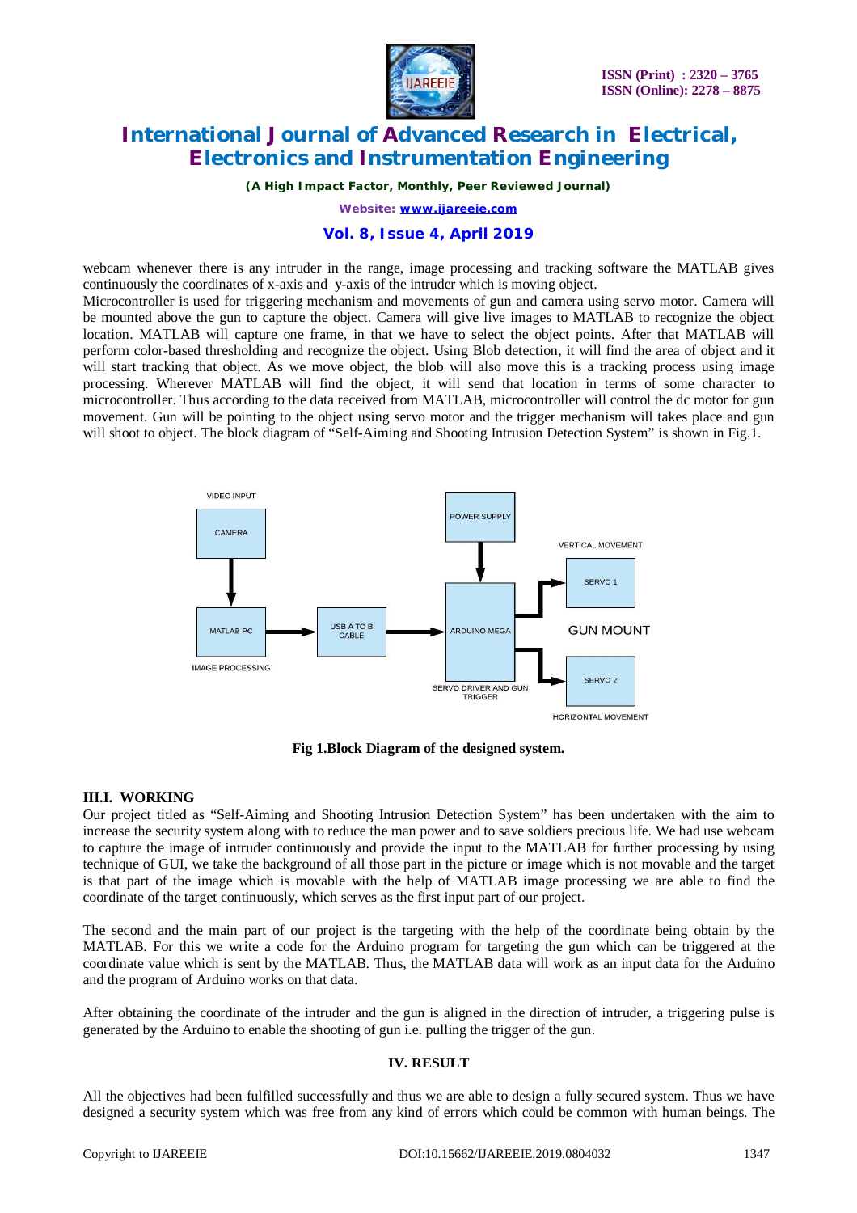webcam whenever there is any intruder in the range, image processing and tracking software the MATLAB gives continuously the coordinates of x-axis and y-axis of the intruder which is moving object.
Microcontroller is used for triggering mechanism and movements of gun and camera using servo motor. Camera will be mounted above the gun to capture the object. Camera will give live images to MATLAB to recognize the object location. MATLAB will capture one frame, in that we have to select the object points. After that MATLAB will perform color-based thresholding and recognize the object. Using Blob detection, it will find the area of object and it will start tracking that object. As we move object, the blob will also move this is a tracking process using image processing. Wherever MATLAB will find the object, it will send that location in terms of some character to microcontroller. Thus according to the data received from MATLAB, microcontroller will control the dc motor for gun movement. Gun will be pointing to the object using servo motor and the trigger mechanism will takes place and gun will shoot to object. The block diagram of "Self-Aiming and Shooting Intrusion Detection System" is shown in Fig.1.

VIDEO INPUT

CAMERA

MATLAB PC

IMAGE PROCESSING

USB A TO B CABLE

POWER SUPPLY

ARDUINO MEGA

SERVO DRIVER AND GUN TRIGGER

VERTICAL MOVEMENT

SERVO 1

GUN MOUNT

SERVO 2

HORIZONTAL MOVEMENT

**Fig 1.Block Diagram of the designed system.**

### III.I. WORKING

Our project titled as "Self-Aiming and Shooting Intrusion Detection System" has been undertaken with the aim to increase the security system along with to reduce the man power and to save soldiers precious life. We had use webcam to capture the image of intruder continuously and provide the input to the MATLAB for further processing by using technique of GUI, we take the background of all those part in the picture or image which is not movable and the target is that part of the image which is movable with the help of MATLAB image processing we are able to find the coordinate of the target continuously, which serves as the first input part of our project.

The second and the main part of our project is the targeting with the help of the coordinate being obtain by the MATLAB. For this we write a code for the Arduino program for targeting the gun which can be triggered at the coordinate value which is sent by the MATLAB. Thus, the MATLAB data will work as an input data for the Arduino and the program of Arduino works on that data.

After obtaining the coordinate of the intruder and the gun is aligned in the direction of intruder, a triggering pulse is generated by the Arduino to enable the shooting of gun i.e. pulling the trigger of the gun.

## IV. RESULT

All the objectives had been fulfilled successfully and thus we are able to design a fully secured system. Thus we have designed a security system which was free from any kind of errors which could be common with human beings. The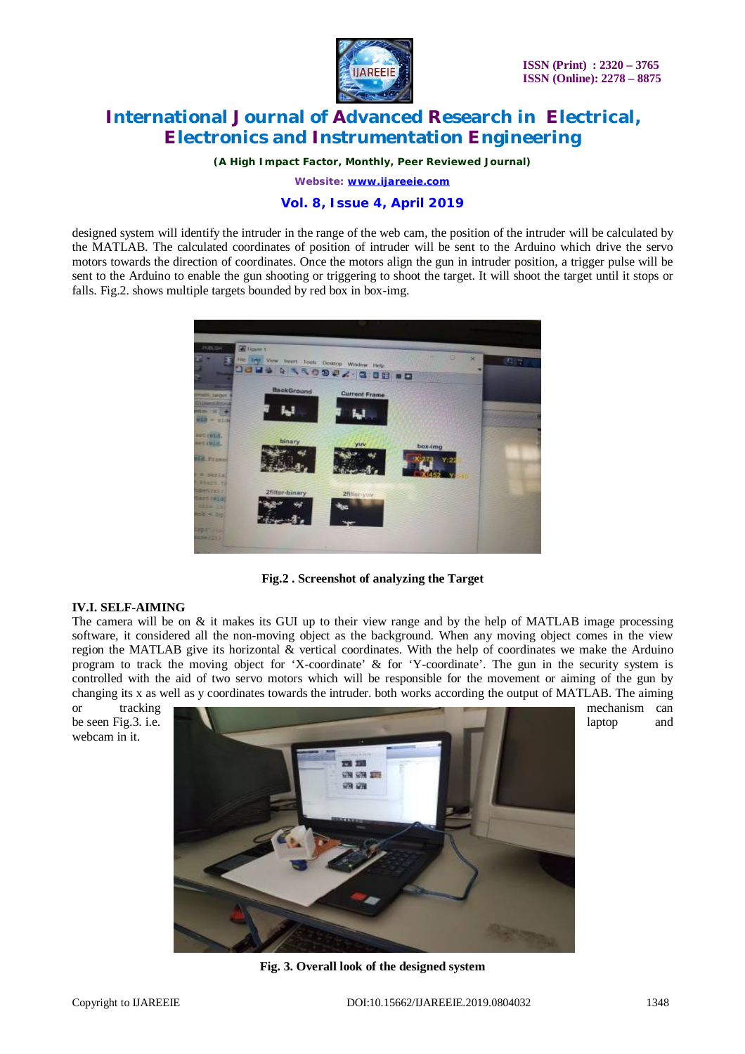designed system will identify the intruder in the range of the web cam, the position of the intruder will be calculated by the MATLAB. The calculated coordinates of position of intruder will be sent to the Arduino which drive the servo motors towards the direction of coordinates. Once the motors align the gun in intruder position, a trigger pulse will be sent to the Arduino to enable the gun shooting or triggering to shoot the target. It will shoot the target until it stops or falls. Fig.2. shows multiple targets bounded by red box in box-img.

**Fig.2 . Screenshot of analyzing the Target**

### IV.I. SELF-AIMING

The camera will be on & it makes its GUI up to their view range and by the help of MATLAB image processing software, it considered all the non-moving object as the background. When any moving object comes in the view region the MATLAB give its horizontal & vertical coordinates. With the help of coordinates we make the Arduino program to track the moving object for 'X-coordinate' & for 'Y-coordinate'. The gun in the security system is controlled with the aid of two servo motors which will be responsible for the movement or aiming of the gun by changing its x as well as y coordinates towards the intruder. both works according the output of MATLAB. The aiming or tracking mechanism can be seen Fig.3. i.e. laptop and webcam in it.

**Fig. 3. Overall look of the designed system**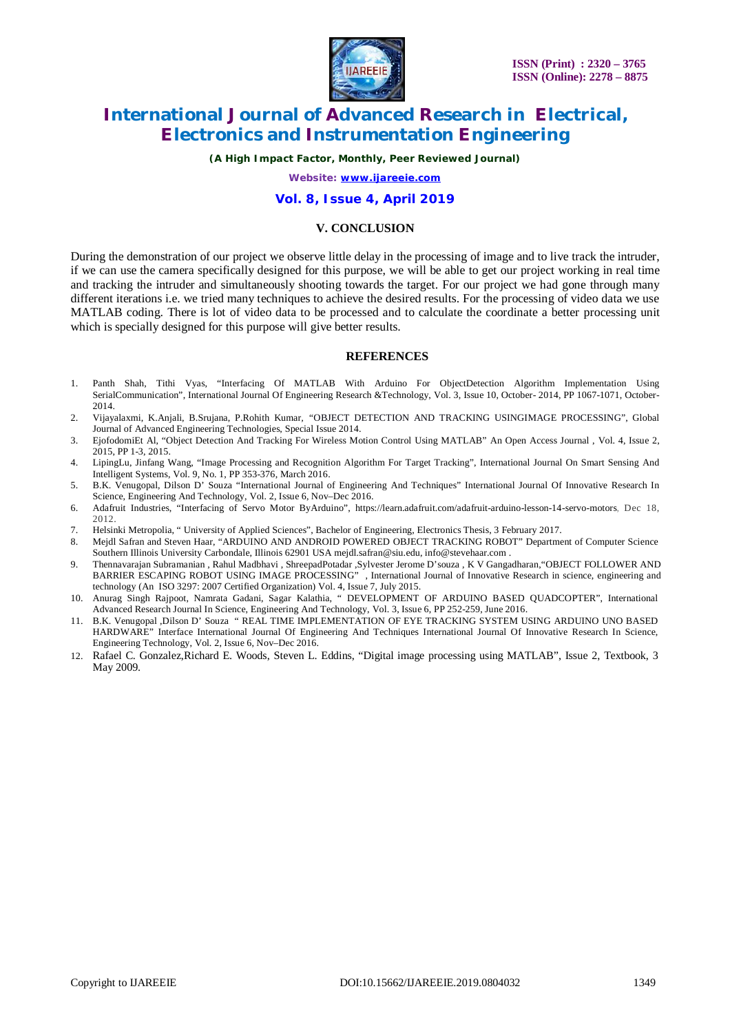## V. CONCLUSION

During the demonstration of our project we observe little delay in the processing of image and to live track the intruder, if we can use the camera specifically designed for this purpose, we will be able to get our project working in real time and tracking the intruder and simultaneously shooting towards the target. For our project we had gone through many different iterations i.e. we tried many techniques to achieve the desired results. For the processing of video data we use MATLAB coding. There is lot of video data to be processed and to calculate the coordinate a better processing unit which is specially designed for this purpose will give better results.

## REFERENCES

1. Panth Shah, Tithi Vyas, "Interfacing Of MATLAB With Arduino For ObjectDetection Algorithm Implementation Using SerialCommunication", International Journal Of Engineering Research &Technology, Vol. 3, Issue 10, October- 2014, PP 1067-1071, October-2014.
2. Vijayalaxmi, K.Anjali, B.Srujana, P.Rohith Kumar, "OBJECT DETECTION AND TRACKING USINGIMAGE PROCESSING", Global Journal of Advanced Engineering Technologies, Special Issue 2014.
3. EjofodomiEt Al, "Object Detection And Tracking For Wireless Motion Control Using MATLAB" An Open Access Journal , Vol. 4, Issue 2, 2015, PP 1-3, 2015.
4. LipingLu, Jinfang Wang, "Image Processing and Recognition Algorithm For Target Tracking", International Journal On Smart Sensing And Intelligent Systems, Vol. 9, No. 1, PP 353-376, March 2016.
5. B.K. Venugopal, Dilson D' Souza "International Journal of Engineering And Techniques" International Journal Of Innovative Research In Science, Engineering And Technology, Vol. 2, Issue 6, Nov–Dec 2016.
6. Adafruit Industries, "Interfacing of Servo Motor ByArduino", https://learn.adafruit.com/adafruit-arduino-lesson-14-servo-motors, Dec 18, 2012.
7. Helsinki Metropolia, " University of Applied Sciences", Bachelor of Engineering, Electronics Thesis, 3 February 2017.
8. Mejdl Safran and Steven Haar, "ARDUINO AND ANDROID POWERED OBJECT TRACKING ROBOT" Department of Computer Science Southern Illinois University Carbondale, Illinois 62901 USA mejdl.safran@siu.edu, info@stevehaar.com .
9. Thennavarajan Subramanian , Rahul Madbhavi , ShreepadPotadar ,Sylvester Jerome D'souza , K V Gangadharan,"OBJECT FOLLOWER AND BARRIER ESCAPING ROBOT USING IMAGE PROCESSING" , International Journal of Innovative Research in science, engineering and technology (An ISO 3297: 2007 Certified Organization) Vol. 4, Issue 7, July 2015.
10. Anurag Singh Rajpoot, Namrata Gadani, Sagar Kalathia, " DEVELOPMENT OF ARDUINO BASED QUADCOPTER", International Advanced Research Journal In Science, Engineering And Technology, Vol. 3, Issue 6, PP 252-259, June 2016.
11. B.K. Venugopal ,Dilson D' Souza " REAL TIME IMPLEMENTATION OF EYE TRACKING SYSTEM USING ARDUINO UNO BASED HARDWARE" Interface International Journal Of Engineering And Techniques International Journal Of Innovative Research In Science, Engineering Technology, Vol. 2, Issue 6, Nov–Dec 2016.
12. Rafael C. Gonzalez,Richard E. Woods, Steven L. Eddins, "Digital image processing using MATLAB", Issue 2, Textbook, 3 May 2009.